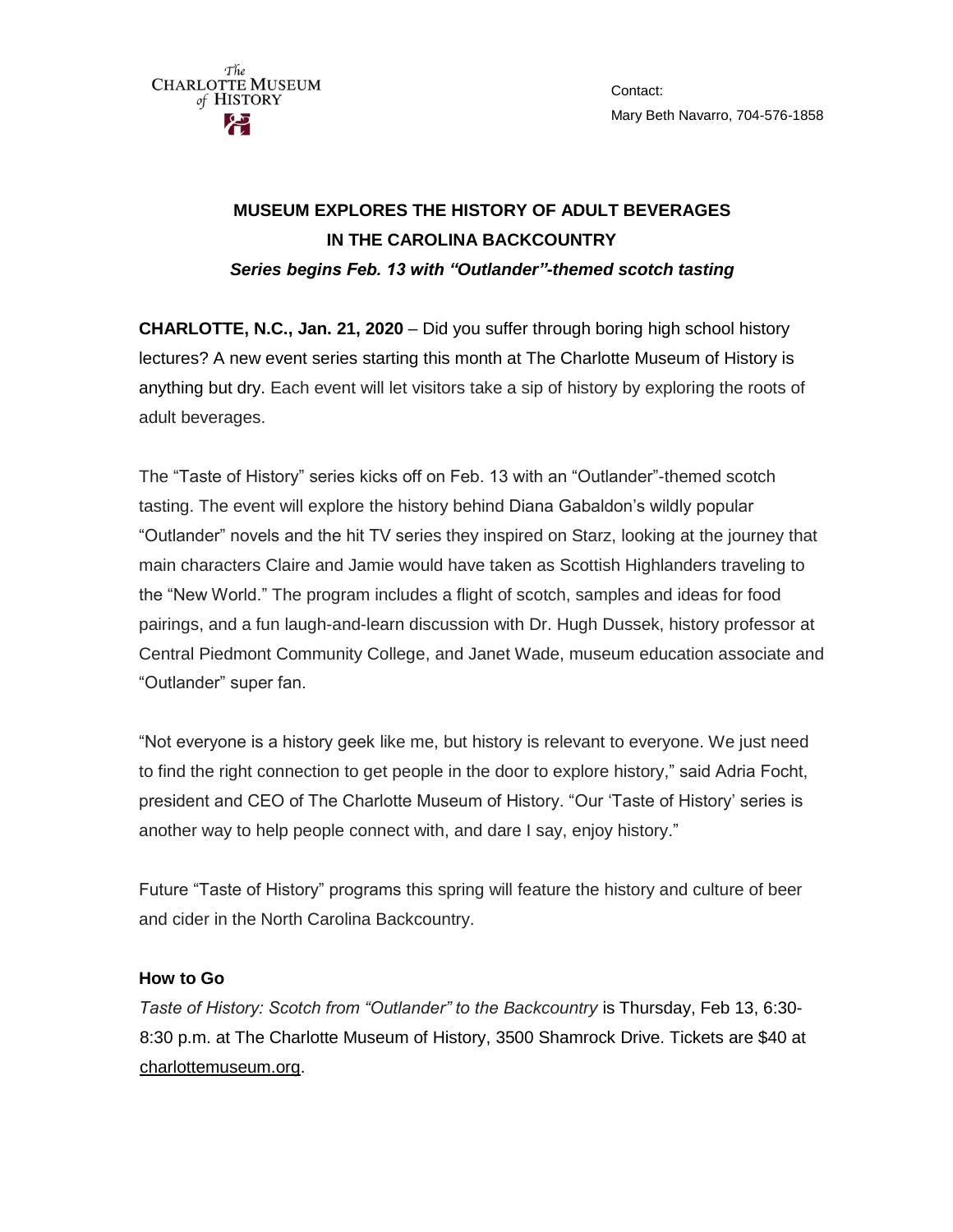The Charlotte Museum of History

Contact:
Mary Beth Navarro, 704-576-1858

# MUSEUM EXPLORES THE HISTORY OF ADULT BEVERAGES IN THE CAROLINA BACKCOUNTRY

***Series begins Feb. 13 with "Outlander"-themed scotch tasting***

**CHARLOTTE, N.C., Jan. 21, 2020** – Did you suffer through boring high school history lectures? A new event series starting this month at The Charlotte Museum of History is anything but dry. Each event will let visitors take a sip of history by exploring the roots of adult beverages.

The "Taste of History" series kicks off on Feb. 13 with an "Outlander"-themed scotch tasting. The event will explore the history behind Diana Gabaldon's wildly popular "Outlander" novels and the hit TV series they inspired on Starz, looking at the journey that main characters Claire and Jamie would have taken as Scottish Highlanders traveling to the "New World." The program includes a flight of scotch, samples and ideas for food pairings, and a fun laugh-and-learn discussion with Dr. Hugh Dussek, history professor at Central Piedmont Community College, and Janet Wade, museum education associate and "Outlander" super fan.

"Not everyone is a history geek like me, but history is relevant to everyone. We just need to find the right connection to get people in the door to explore history," said Adria Focht, president and CEO of The Charlotte Museum of History. "Our 'Taste of History' series is another way to help people connect with, and dare I say, enjoy history."

Future "Taste of History" programs this spring will feature the history and culture of beer and cider in the North Carolina Backcountry.

**How to Go**

*Taste of History: Scotch from "Outlander" to the Backcountry* is Thursday, Feb 13, 6:30-8:30 p.m. at The Charlotte Museum of History, 3500 Shamrock Drive. Tickets are $40 at charlottemuseum.org.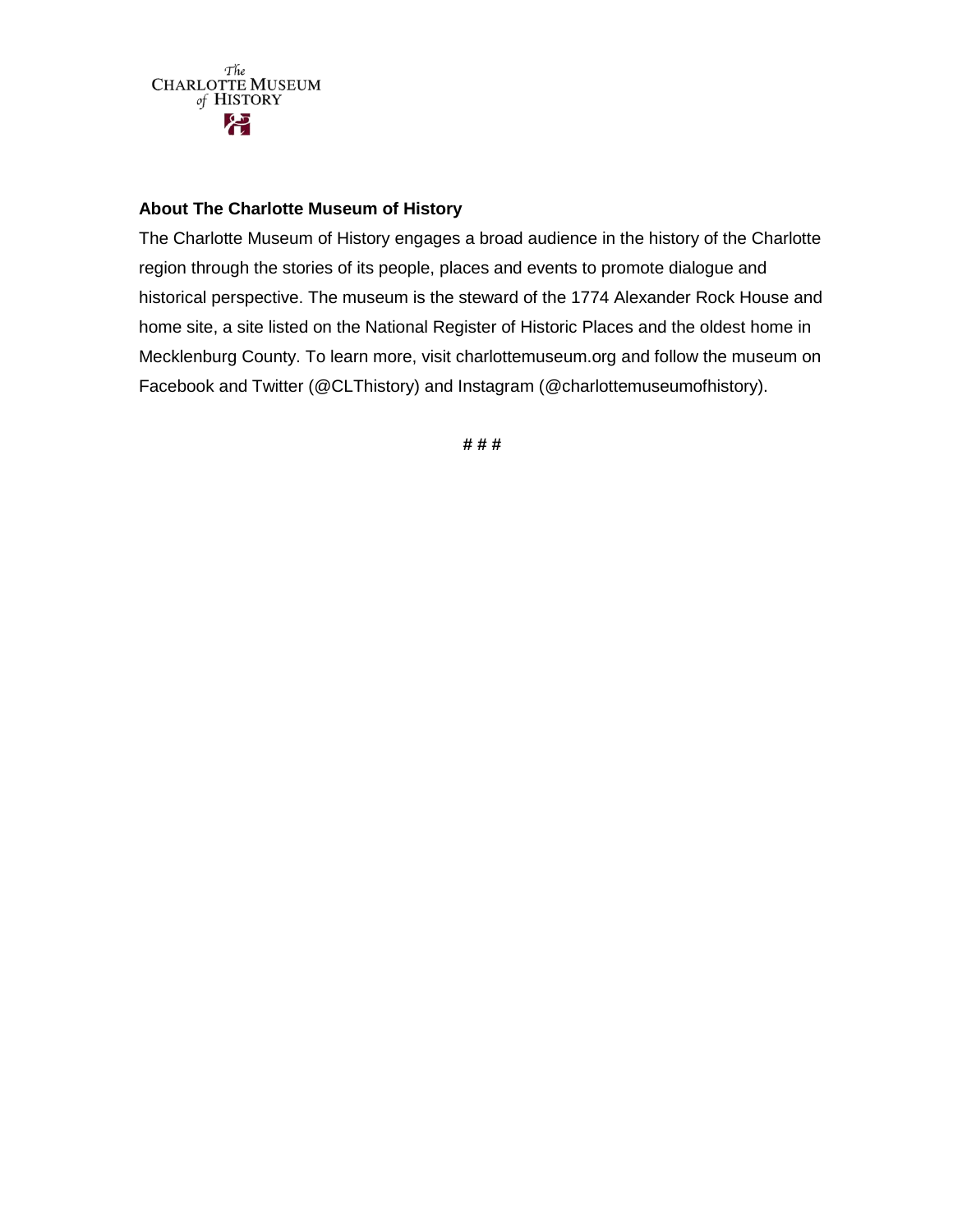The CHARLOTTE MUSEUM of HISTORY

**About The Charlotte Museum of History**

The Charlotte Museum of History engages a broad audience in the history of the Charlotte region through the stories of its people, places and events to promote dialogue and historical perspective. The museum is the steward of the 1774 Alexander Rock House and home site, a site listed on the National Register of Historic Places and the oldest home in Mecklenburg County. To learn more, visit charlottemuseum.org and follow the museum on Facebook and Twitter (@CLThistory) and Instagram (@charlottemuseumofhistory).

# # #